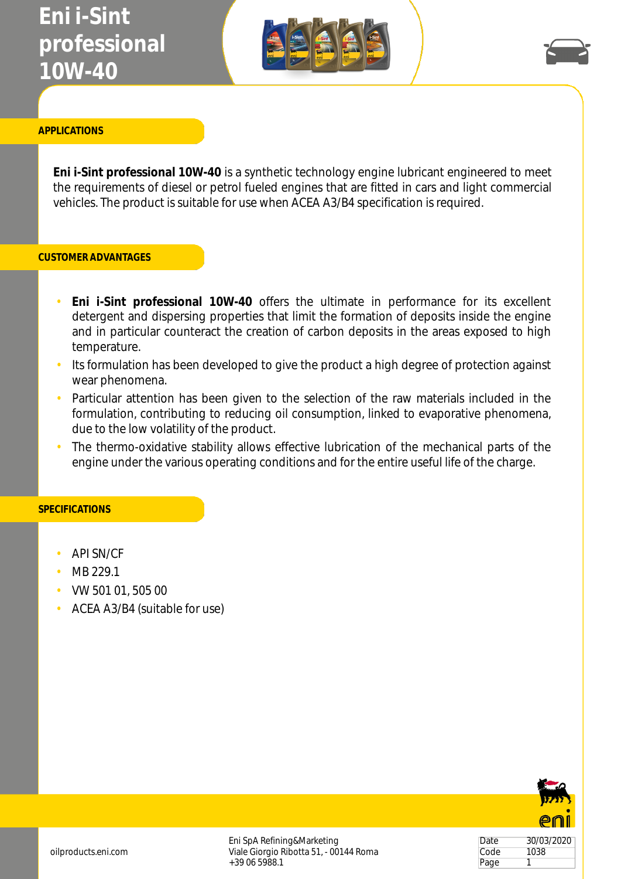# Eni i-Sint professional 10W-40

## APPLICATIONS

**Eni i-Sint professional 10W-40** is a synthetic technology engine lubricant engineered to meet the requirements of diesel or petrol fueled engines that are fitted in cars and light commercial vehicles. The product is suitable for use when ACEA A3/B4 specification is required.

## CUSTOMER ADVANTAGES

- **Eni i-Sint professional 10W-40** offers the ultimate in performance for its excellent detergent and dispersing properties that limit the formation of deposits inside the engine and in particular counteract the creation of carbon deposits in the areas exposed to high temperature.
- Its formulation has been developed to give the product a high degree of protection against wear phenomena.
- Particular attention has been given to the selection of the raw materials included in the formulation, contributing to reducing oil consumption, linked to evaporative phenomena, due to the low volatility of the product.
- The thermo-oxidative stability allows effective lubrication of the mechanical parts of the engine under the various operating conditions and for the entire useful life of the charge.

## SPECIFICATIONS

- API SN/CF
- MB 229.1
- VW 501 01, 505 00
- ACEA A3/B4 (suitable for use)

oilproducts.eni.com

Eni SpA Refining&Marketing
Viale Giorgio Ribotta 51, - 00144 Roma
+39 06 5988.1

| | |
|---|---|
| Date | 30/03/2020 |
| Code | 1038 |
| Page | 1 |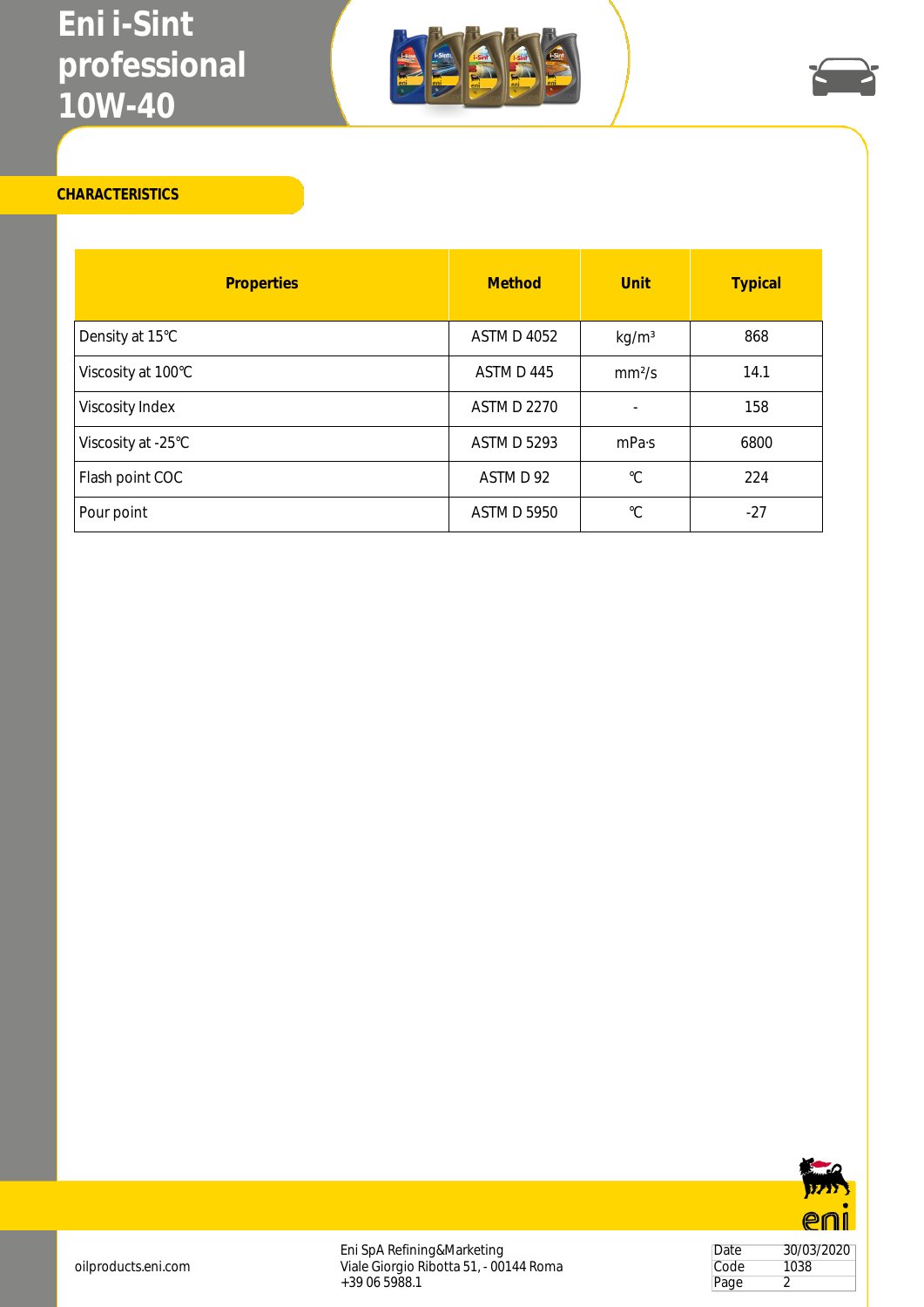# Eni i-Sint professional 10W-40

## CHARACTERISTICS

| Properties | Method | Unit | Typical |
|---|---|---|---|
| Density at 15°C | ASTM D 4052 | kg/m³ | 868 |
| Viscosity at 100°C | ASTM D 445 | mm²/s | 14.1 |
| Viscosity Index | ASTM D 2270 | - | 158 |
| Viscosity at -25°C | ASTM D 5293 | mPa·s | 6800 |
| Flash point COC | ASTM D 92 | °C | 224 |
| Pour point | ASTM D 5950 | °C | -27 |

oilproducts.eni.com

Eni SpA Refining&Marketing
Viale Giorgio Ribotta 51, - 00144 Roma
+39 06 5988.1

| | |
|---|---|
| Date | 30/03/2020 |
| Code | 1038 |
| Page | 2 |